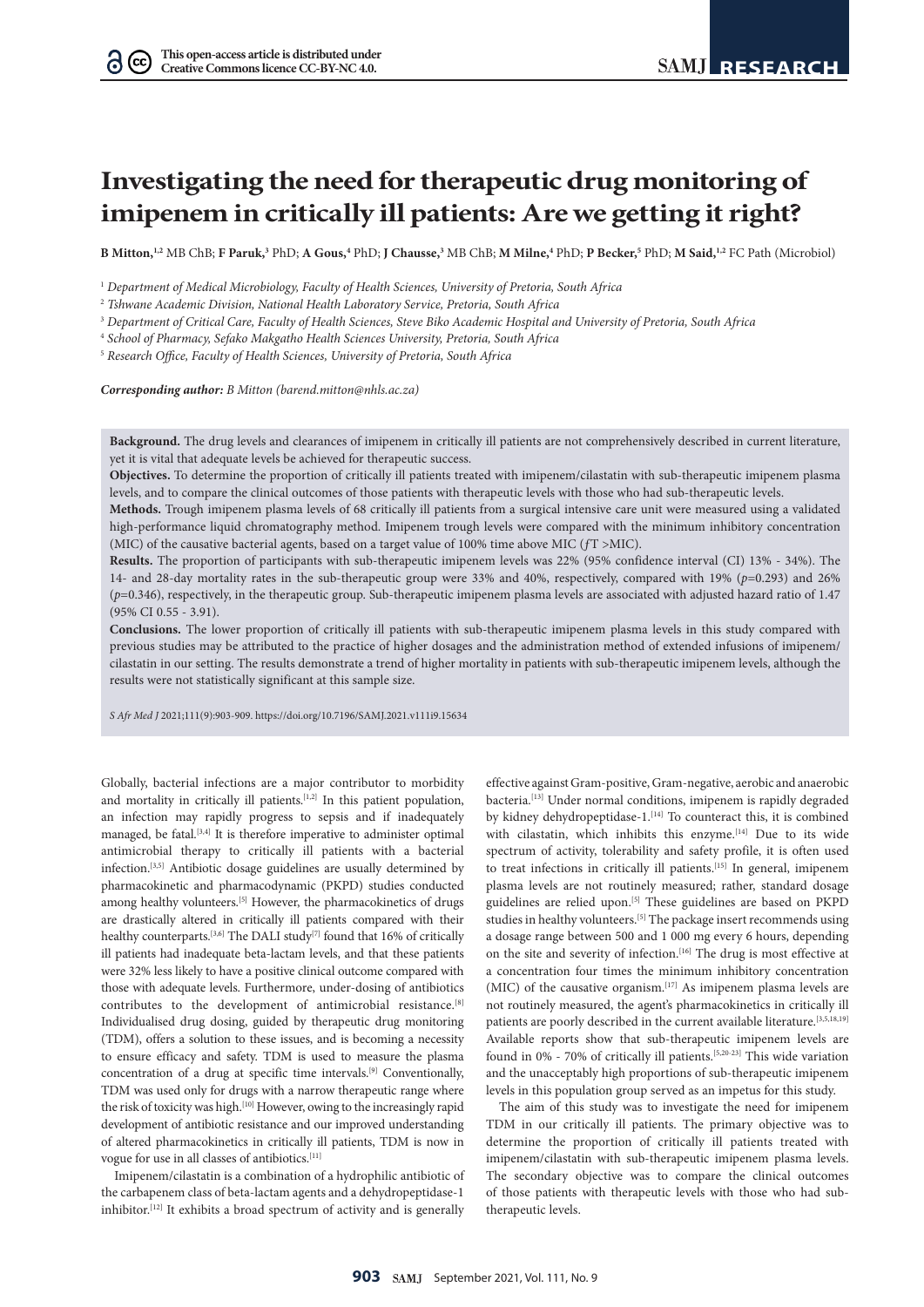# Investigating the need for therapeutic drug monitoring of imipenem in critically ill patients: Are we getting it right?

**B Mitton,**[1,2] MB ChB; **F Paruk,**[3] PhD; **A Gous,**[4] PhD; **J Chausse,**[3] MB ChB; **M Milne,**[4] PhD; **P Becker,**[5] PhD; **M Said,**[1,2] FC Path (Microbiol)

[1] *Department of Medical Microbiology, Faculty of Health Sciences, University of Pretoria, South Africa*

[2] *Tshwane Academic Division, National Health Laboratory Service, Pretoria, South Africa*

[3] *Department of Critical Care, Faculty of Health Sciences, Steve Biko Academic Hospital and University of Pretoria, South Africa*

[4] *School of Pharmacy, Sefako Makgatho Health Sciences University, Pretoria, South Africa*

[5] *Research Office, Faculty of Health Sciences, University of Pretoria, South Africa*

***Corresponding author:*** *B Mitton (barend.mitton@nhls.ac.za)*

**Background.** The drug levels and clearances of imipenem in critically ill patients are not comprehensively described in current literature, yet it is vital that adequate levels be achieved for therapeutic success.

**Objectives.** To determine the proportion of critically ill patients treated with imipenem/cilastatin with sub-therapeutic imipenem plasma levels, and to compare the clinical outcomes of those patients with therapeutic levels with those who had sub-therapeutic levels.

**Methods.** Trough imipenem plasma levels of 68 critically ill patients from a surgical intensive care unit were measured using a validated high-performance liquid chromatography method. Imipenem trough levels were compared with the minimum inhibitory concentration (MIC) of the causative bacterial agents, based on a target value of 100% time above MIC (*f*T >MIC).

**Results.** The proportion of participants with sub-therapeutic imipenem levels was 22% (95% confidence interval (CI) 13% - 34%). The 14- and 28-day mortality rates in the sub-therapeutic group were 33% and 40%, respectively, compared with 19% ($p$=0.293) and 26% ($p$=0.346), respectively, in the therapeutic group. Sub-therapeutic imipenem plasma levels are associated with adjusted hazard ratio of 1.47 (95% CI 0.55 - 3.91).

**Conclusions.** The lower proportion of critically ill patients with sub-therapeutic imipenem plasma levels in this study compared with previous studies may be attributed to the practice of higher dosages and the administration method of extended infusions of imipenem/cilastatin in our setting. The results demonstrate a trend of higher mortality in patients with sub-therapeutic imipenem levels, although the results were not statistically significant at this sample size.

*S Afr Med J* 2021;111(9):903-909. https://doi.org/10.7196/SAMJ.2021.v111i9.15634

Globally, bacterial infections are a major contributor to morbidity and mortality in critically ill patients.[1,2] In this patient population, an infection may rapidly progress to sepsis and if inadequately managed, be fatal.[3,4] It is therefore imperative to administer optimal antimicrobial therapy to critically ill patients with a bacterial infection.[3,5] Antibiotic dosage guidelines are usually determined by pharmacokinetic and pharmacodynamic (PKPD) studies conducted among healthy volunteers.[5] However, the pharmacokinetics of drugs are drastically altered in critically ill patients compared with their healthy counterparts.[3,6] The DALI study[7] found that 16% of critically ill patients had inadequate beta-lactam levels, and that these patients were 32% less likely to have a positive clinical outcome compared with those with adequate levels. Furthermore, under-dosing of antibiotics contributes to the development of antimicrobial resistance.[8] Individualised drug dosing, guided by therapeutic drug monitoring (TDM), offers a solution to these issues, and is becoming a necessity to ensure efficacy and safety. TDM is used to measure the plasma concentration of a drug at specific time intervals.[9] Conventionally, TDM was used only for drugs with a narrow therapeutic range where the risk of toxicity was high.[10] However, owing to the increasingly rapid development of antibiotic resistance and our improved understanding of altered pharmacokinetics in critically ill patients, TDM is now in vogue for use in all classes of antibiotics.[11]

Imipenem/cilastatin is a combination of a hydrophilic antibiotic of the carbapenem class of beta-lactam agents and a dehydropeptidase-1 inhibitor.[12] It exhibits a broad spectrum of activity and is generally effective against Gram-positive, Gram-negative, aerobic and anaerobic bacteria.[13] Under normal conditions, imipenem is rapidly degraded by kidney dehydropeptidase-1.[14] To counteract this, it is combined with cilastatin, which inhibits this enzyme.[14] Due to its wide spectrum of activity, tolerability and safety profile, it is often used to treat infections in critically ill patients.[15] In general, imipenem plasma levels are not routinely measured; rather, standard dosage guidelines are relied upon.[5] These guidelines are based on PKPD studies in healthy volunteers.[5] The package insert recommends using a dosage range between 500 and 1 000 mg every 6 hours, depending on the site and severity of infection.[16] The drug is most effective at a concentration four times the minimum inhibitory concentration (MIC) of the causative organism.[17] As imipenem plasma levels are not routinely measured, the agent's pharmacokinetics in critically ill patients are poorly described in the current available literature.[3,5,18,19] Available reports show that sub-therapeutic imipenem levels are found in 0% - 70% of critically ill patients.[5,20-23] This wide variation and the unacceptably high proportions of sub-therapeutic imipenem levels in this population group served as an impetus for this study.

The aim of this study was to investigate the need for imipenem TDM in our critically ill patients. The primary objective was to determine the proportion of critically ill patients treated with imipenem/cilastatin with sub-therapeutic imipenem plasma levels. The secondary objective was to compare the clinical outcomes of those patients with therapeutic levels with those who had sub-therapeutic levels.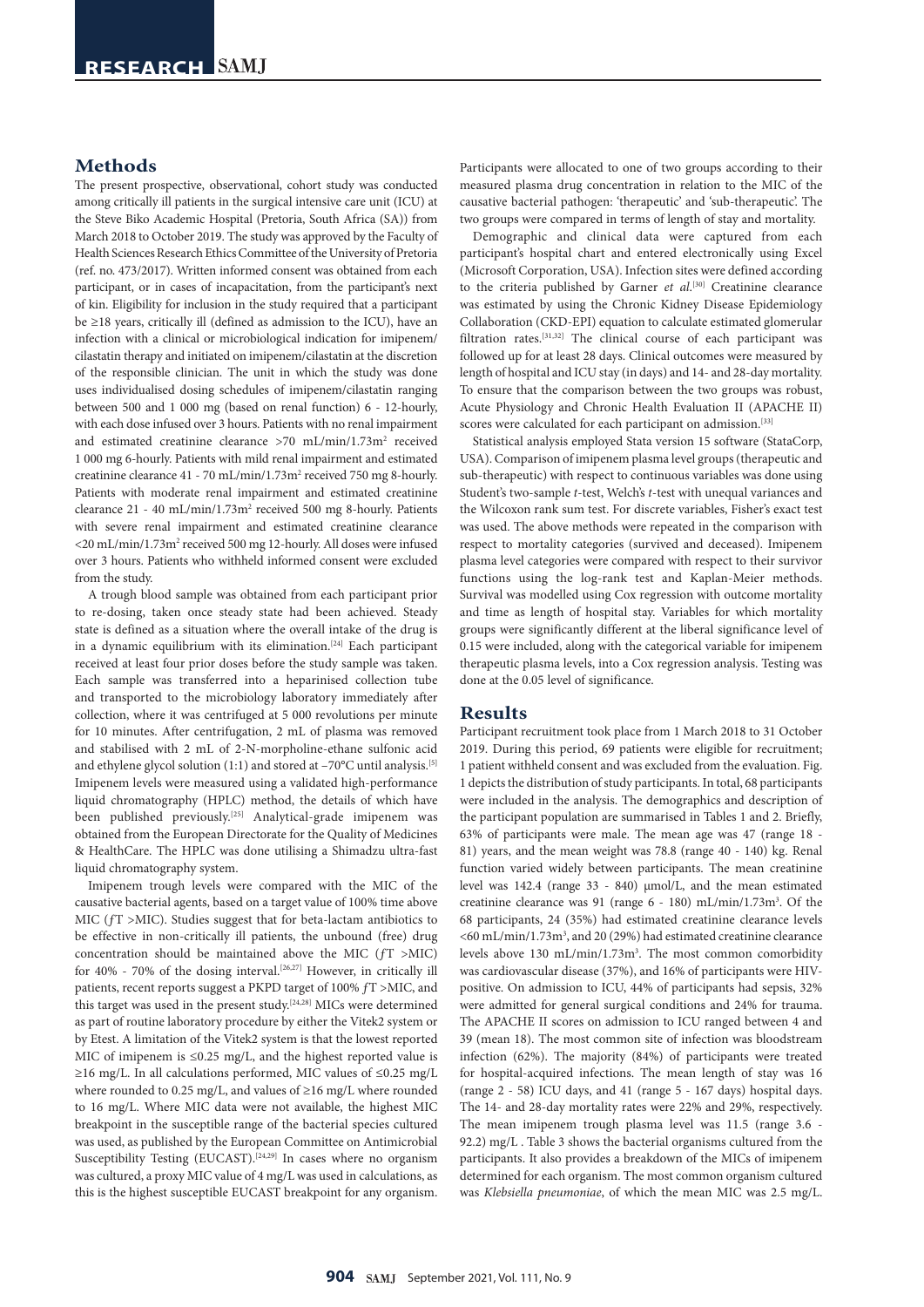## Methods

The present prospective, observational, cohort study was conducted among critically ill patients in the surgical intensive care unit (ICU) at the Steve Biko Academic Hospital (Pretoria, South Africa (SA)) from March 2018 to October 2019. The study was approved by the Faculty of Health Sciences Research Ethics Committee of the University of Pretoria (ref. no. 473/2017). Written informed consent was obtained from each participant, or in cases of incapacitation, from the participant's next of kin. Eligibility for inclusion in the study required that a participant be ≥18 years, critically ill (defined as admission to the ICU), have an infection with a clinical or microbiological indication for imipenem/cilastatin therapy and initiated on imipenem/cilastatin at the discretion of the responsible clinician. The unit in which the study was done uses individualised dosing schedules of imipenem/cilastatin ranging between 500 and 1 000 mg (based on renal function) 6 - 12-hourly, with each dose infused over 3 hours. Patients with no renal impairment and estimated creatinine clearance >70 mL/min/1.73m$^2$ received 1 000 mg 6-hourly. Patients with mild renal impairment and estimated creatinine clearance 41 - 70 mL/min/1.73m$^2$ received 750 mg 8-hourly. Patients with moderate renal impairment and estimated creatinine clearance 21 - 40 mL/min/1.73m$^2$ received 500 mg 8-hourly. Patients with severe renal impairment and estimated creatinine clearance <20 mL/min/1.73m$^2$ received 500 mg 12-hourly. All doses were infused over 3 hours. Patients who withheld informed consent were excluded from the study.

A trough blood sample was obtained from each participant prior to re-dosing, taken once steady state had been achieved. Steady state is defined as a situation where the overall intake of the drug is in a dynamic equilibrium with its elimination.[24] Each participant received at least four prior doses before the study sample was taken. Each sample was transferred into a heparinised collection tube and transported to the microbiology laboratory immediately after collection, where it was centrifuged at 5 000 revolutions per minute for 10 minutes. After centrifugation, 2 mL of plasma was removed and stabilised with 2 mL of 2-N-morpholine-ethane sulfonic acid and ethylene glycol solution (1:1) and stored at −70°C until analysis.[5] Imipenem levels were measured using a validated high-performance liquid chromatography (HPLC) method, the details of which have been published previously.[25] Analytical-grade imipenem was obtained from the European Directorate for the Quality of Medicines & HealthCare. The HPLC was done utilising a Shimadzu ultra-fast liquid chromatography system.

Imipenem trough levels were compared with the MIC of the causative bacterial agents, based on a target value of 100% time above MIC (*f*T >MIC). Studies suggest that for beta-lactam antibiotics to be effective in non-critically ill patients, the unbound (free) drug concentration should be maintained above the MIC (*f*T >MIC) for 40% - 70% of the dosing interval.[26,27] However, in critically ill patients, recent reports suggest a PKPD target of 100% *f*T >MIC, and this target was used in the present study.[24,28] MICs were determined as part of routine laboratory procedure by either the Vitek2 system or by Etest. A limitation of the Vitek2 system is that the lowest reported MIC of imipenem is ≤0.25 mg/L, and the highest reported value is ≥16 mg/L. In all calculations performed, MIC values of ≤0.25 mg/L where rounded to 0.25 mg/L, and values of ≥16 mg/L where rounded to 16 mg/L. Where MIC data were not available, the highest MIC breakpoint in the susceptible range of the bacterial species cultured was used, as published by the European Committee on Antimicrobial Susceptibility Testing (EUCAST).[24,29] In cases where no organism was cultured, a proxy MIC value of 4 mg/L was used in calculations, as this is the highest susceptible EUCAST breakpoint for any organism.

Participants were allocated to one of two groups according to their measured plasma drug concentration in relation to the MIC of the causative bacterial pathogen: 'therapeutic' and 'sub-therapeutic'. The two groups were compared in terms of length of stay and mortality.

Demographic and clinical data were captured from each participant's hospital chart and entered electronically using Excel (Microsoft Corporation, USA). Infection sites were defined according to the criteria published by Garner *et al*.[30] Creatinine clearance was estimated by using the Chronic Kidney Disease Epidemiology Collaboration (CKD-EPI) equation to calculate estimated glomerular filtration rates.[31,32] The clinical course of each participant was followed up for at least 28 days. Clinical outcomes were measured by length of hospital and ICU stay (in days) and 14- and 28-day mortality. To ensure that the comparison between the two groups was robust, Acute Physiology and Chronic Health Evaluation II (APACHE II) scores were calculated for each participant on admission.[33]

Statistical analysis employed Stata version 15 software (StataCorp, USA). Comparison of imipenem plasma level groups (therapeutic and sub-therapeutic) with respect to continuous variables was done using Student's two-sample *t*-test, Welch's *t*-test with unequal variances and the Wilcoxon rank sum test. For discrete variables, Fisher's exact test was used. The above methods were repeated in the comparison with respect to mortality categories (survived and deceased). Imipenem plasma level categories were compared with respect to their survivor functions using the log-rank test and Kaplan-Meier methods. Survival was modelled using Cox regression with outcome mortality and time as length of hospital stay. Variables for which mortality groups were significantly different at the liberal significance level of 0.15 were included, along with the categorical variable for imipenem therapeutic plasma levels, into a Cox regression analysis. Testing was done at the 0.05 level of significance.

## Results

Participant recruitment took place from 1 March 2018 to 31 October 2019. During this period, 69 patients were eligible for recruitment; 1 patient withheld consent and was excluded from the evaluation. Fig. 1 depicts the distribution of study participants. In total, 68 participants were included in the analysis. The demographics and description of the participant population are summarised in Tables 1 and 2. Briefly, 63% of participants were male. The mean age was 47 (range 18 - 81) years, and the mean weight was 78.8 (range 40 - 140) kg. Renal function varied widely between participants. The mean creatinine level was 142.4 (range 33 - 840) µmol/L, and the mean estimated creatinine clearance was 91 (range 6 - 180) mL/min/1.73m$^3$. Of the 68 participants, 24 (35%) had estimated creatinine clearance levels <60 mL/min/1.73m$^3$, and 20 (29%) had estimated creatinine clearance levels above 130 mL/min/1.73m$^3$. The most common comorbidity was cardiovascular disease (37%), and 16% of participants were HIV-positive. On admission to ICU, 44% of participants had sepsis, 32% were admitted for general surgical conditions and 24% for trauma. The APACHE II scores on admission to ICU ranged between 4 and 39 (mean 18). The most common site of infection was bloodstream infection (62%). The majority (84%) of participants were treated for hospital-acquired infections. The mean length of stay was 16 (range 2 - 58) ICU days, and 41 (range 5 - 167 days) hospital days. The 14- and 28-day mortality rates were 22% and 29%, respectively. The mean imipenem trough plasma level was 11.5 (range 3.6 - 92.2) mg/L . Table 3 shows the bacterial organisms cultured from the participants. It also provides a breakdown of the MICs of imipenem determined for each organism. The most common organism cultured was *Klebsiella pneumoniae*, of which the mean MIC was 2.5 mg/L.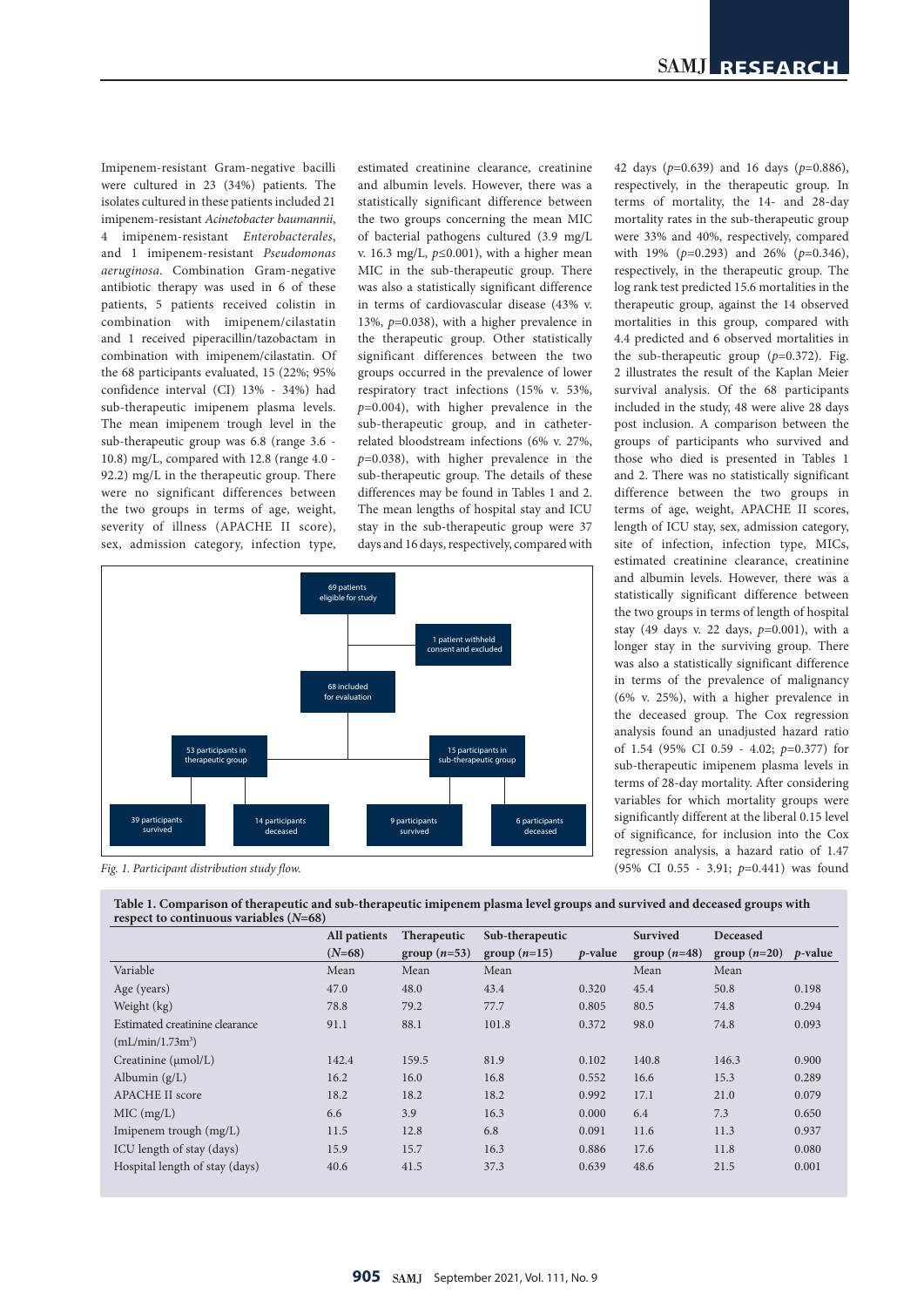Imipenem-resistant Gram-negative bacilli were cultured in 23 (34%) patients. The isolates cultured in these patients included 21 imipenem-resistant *Acinetobacter baumannii*, 4 imipenem-resistant *Enterobacterales*, and 1 imipenem-resistant *Pseudomonas aeruginosa*. Combination Gram-negative antibiotic therapy was used in 6 of these patients, 5 patients received colistin in combination with imipenem/cilastatin and 1 received piperacillin/tazobactam in combination with imipenem/cilastatin. Of the 68 participants evaluated, 15 (22%; 95% confidence interval (CI) 13% - 34%) had sub-therapeutic imipenem plasma levels. The mean imipenem trough level in the sub-therapeutic group was 6.8 (range 3.6 - 10.8) mg/L, compared with 12.8 (range 4.0 - 92.2) mg/L in the therapeutic group. There were no significant differences between the two groups in terms of age, weight, severity of illness (APACHE II score), sex, admission category, infection type, estimated creatinine clearance, creatinine and albumin levels. However, there was a statistically significant difference between the two groups concerning the mean MIC of bacterial pathogens cultured (3.9 mg/L v. 16.3 mg/L, $p \leq 0.001$), with a higher mean MIC in the sub-therapeutic group. There was also a statistically significant difference in terms of cardiovascular disease (43% v. 13%, $p=0.038$), with a higher prevalence in the therapeutic group. Other statistically significant differences between the two groups occurred in the prevalence of lower respiratory tract infections (15% v. 53%, $p=0.004$), with higher prevalence in the sub-therapeutic group, and in catheter-related bloodstream infections (6% v. 27%, $p=0.038$), with higher prevalence in the sub-therapeutic group. The details of these differences may be found in Tables 1 and 2. The mean lengths of hospital stay and ICU stay in the sub-therapeutic group were 37 days and 16 days, respectively, compared with 42 days ($p=0.639$) and 16 days ($p=0.886$), respectively, in the therapeutic group. In terms of mortality, the 14- and 28-day mortality rates in the sub-therapeutic group were 33% and 40%, respectively, compared with 19% ($p=0.293$) and 26% ($p=0.346$), respectively, in the therapeutic group. The log rank test predicted 15.6 mortalities in the therapeutic group, against the 14 observed mortalities in this group, compared with 4.4 predicted and 6 observed mortalities in the sub-therapeutic group ($p=0.372$). Fig. 2 illustrates the result of the Kaplan Meier survival analysis. Of the 68 participants included in the study, 48 were alive 28 days post inclusion. A comparison between the groups of participants who survived and those who died is presented in Tables 1 and 2. There was no statistically significant difference between the two groups in terms of age, weight, APACHE II scores, length of ICU stay, sex, admission category, site of infection, infection type, MICs, estimated creatinine clearance, creatinine and albumin levels. However, there was a statistically significant difference between the two groups in terms of length of hospital stay (49 days v. 22 days, $p=0.001$), with a longer stay in the surviving group. There was also a statistically significant difference in terms of the prevalence of malignancy (6% v. 25%), with a higher prevalence in the deceased group. The Cox regression analysis found an unadjusted hazard ratio of 1.54 (95% CI 0.59 - 4.02; $p=0.377$) for sub-therapeutic imipenem plasma levels in terms of 28-day mortality. After considering variables for which mortality groups were significantly different at the liberal 0.15 level of significance, for inclusion into the Cox regression analysis, a hazard ratio of 1.47 (95% CI 0.55 - 3.91; $p=0.441$) was found

69 patients eligible for study → 1 patient withheld consent and excluded → 68 included for evaluation → 53 participants in therapeutic group (39 participants survived; 14 participants deceased) and 15 participants in sub-therapeutic group (9 participants survived; 6 participants deceased)

*Fig. 1. Participant distribution study flow.*

**Table 1. Comparison of therapeutic and sub-therapeutic imipenem plasma level groups and survived and deceased groups with respect to continuous variables ($N$=68)**

| | All patients ($N$=68) | Therapeutic group ($n$=53) | Sub-therapeutic group ($n$=15) | $p$-value | Survived group ($n$=48) | Deceased group ($n$=20) | $p$-value |
|---|---|---|---|---|---|---|---|
| Variable | Mean | Mean | Mean | | Mean | Mean | |
| Age (years) | 47.0 | 48.0 | 43.4 | 0.320 | 45.4 | 50.8 | 0.198 |
| Weight (kg) | 78.8 | 79.2 | 77.7 | 0.805 | 80.5 | 74.8 | 0.294 |
| Estimated creatinine clearance (mL/min/1.73m²) | 91.1 | 88.1 | 101.8 | 0.372 | 98.0 | 74.8 | 0.093 |
| Creatinine (µmol/L) | 142.4 | 159.5 | 81.9 | 0.102 | 140.8 | 146.3 | 0.900 |
| Albumin (g/L) | 16.2 | 16.0 | 16.8 | 0.552 | 16.6 | 15.3 | 0.289 |
| APACHE II score | 18.2 | 18.2 | 18.2 | 0.992 | 17.1 | 21.0 | 0.079 |
| MIC (mg/L) | 6.6 | 3.9 | 16.3 | 0.000 | 6.4 | 7.3 | 0.650 |
| Imipenem trough (mg/L) | 11.5 | 12.8 | 6.8 | 0.091 | 11.6 | 11.3 | 0.937 |
| ICU length of stay (days) | 15.9 | 15.7 | 16.3 | 0.886 | 17.6 | 11.8 | 0.080 |
| Hospital length of stay (days) | 40.6 | 41.5 | 37.3 | 0.639 | 48.6 | 21.5 | 0.001 |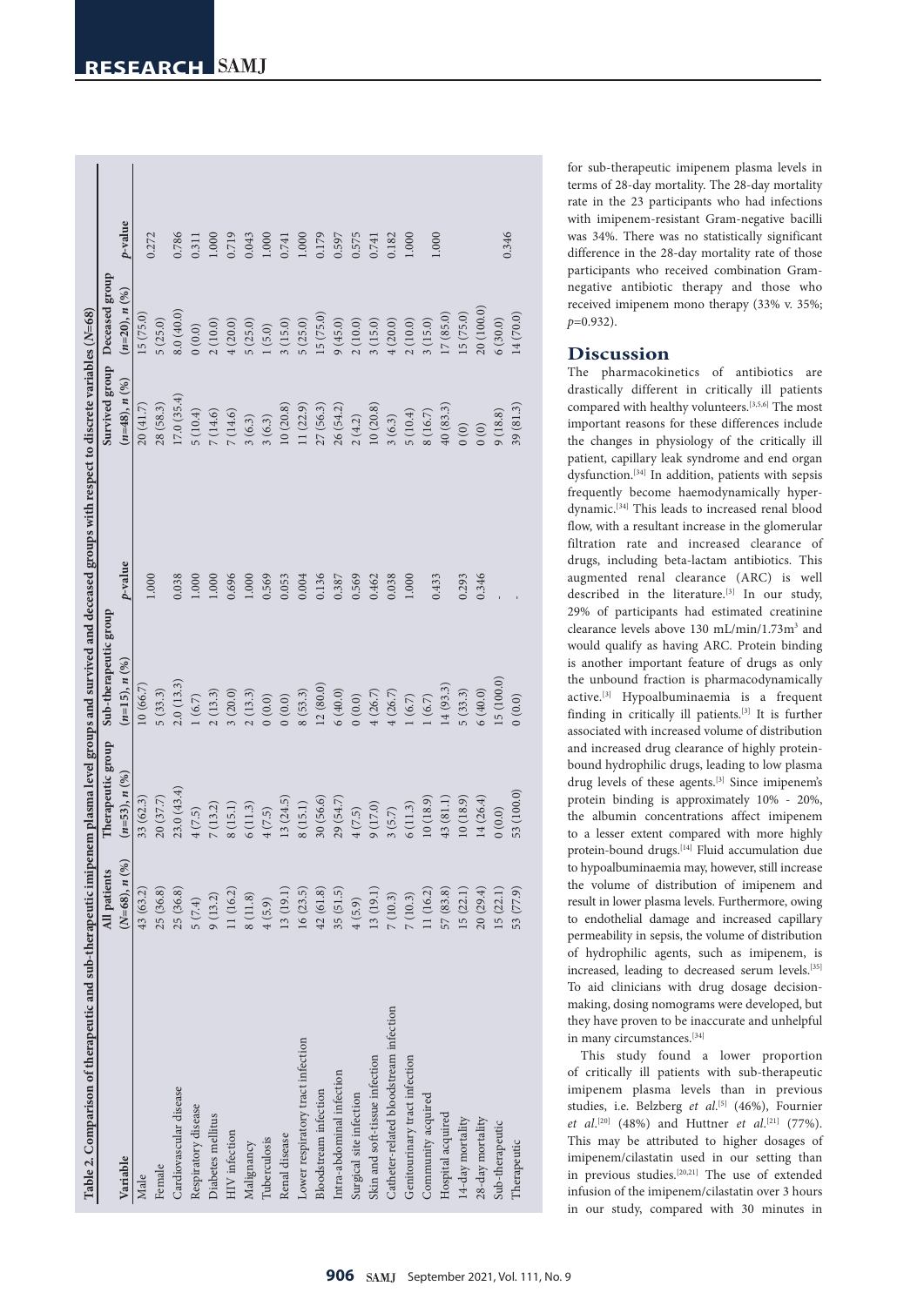**Table 2. Comparison of therapeutic and sub-therapeutic imipenem plasma level groups and survived and deceased groups with respect to discrete variables (N=68)**

| Variable | All patients (N=68), n (%) | Therapeutic group (n=53), n (%) | Sub-therapeutic group (n=15), n (%) | p-value | Survived group (n=48), n (%) | Deceased group (n=20), n (%) | p-value |
|---|---|---|---|---|---|---|---|
| Male | 43 (63.2) | 33 (62.3) | 10 (66.7) | 1.000 | 20 (41.7) | 15 (75.0) | 0.272 |
| Female | 25 (36.8) | 20 (37.7) | 5 (33.3) | | 28 (58.3) | 5 (25.0) | |
| Cardiovascular disease | 25 (36.8) | 23.0 (43.4) | 2.0 (13.3) | 0.038 | 17.0 (35.4) | 8.0 (40.0) | 0.786 |
| Respiratory disease | 5 (7.4) | 4 (7.5) | 1 (6.7) | 1.000 | 5 (10.4) | 0 (0.0) | 0.311 |
| Diabetes mellitus | 9 (13.2) | 7 (13.2) | 2 (13.3) | 1.000 | 7 (14.6) | 2 (10.0) | 1.000 |
| HIV infection | 11 (16.2) | 8 (15.1) | 3 (20.0) | 0.696 | 7 (14.6) | 4 (20.0) | 0.719 |
| Malignancy | 8 (11.8) | 6 (11.3) | 2 (13.3) | 1.000 | 3 (6.3) | 5 (25.0) | 0.043 |
| Tuberculosis | 4 (5.9) | 4 (7.5) | 0 (0.0) | 0.569 | 3 (6.3) | 1 (5.0) | 1.000 |
| Renal disease | 13 (19.1) | 13 (24.5) | 0 (0.0) | 0.053 | 10 (20.8) | 3 (15.0) | 0.741 |
| Lower respiratory tract infection | 16 (23.5) | 8 (15.1) | 8 (53.3) | 0.004 | 11 (22.9) | 5 (25.0) | 1.000 |
| Bloodstream infection | 42 (61.8) | 30 (56.6) | 12 (80.0) | 0.136 | 27 (56.3) | 15 (75.0) | 0.179 |
| Intra-abdominal infection | 35 (51.5) | 29 (54.7) | 6 (40.0) | 0.387 | 26 (54.2) | 9 (45.0) | 0.597 |
| Surgical site infection | 4 (5.9) | 4 (7.5) | 0 (0.0) | 0.569 | 2 (4.2) | 2 (10.0) | 0.575 |
| Skin and soft-tissue infection | 13 (19.1) | 9 (17.0) | 4 (26.7) | 0.462 | 10 (20.8) | 3 (15.0) | 0.741 |
| Catheter-related bloodstream infection | 7 (10.3) | 3 (5.7) | 4 (26.7) | 0.038 | 3 (6.3) | 4 (20.0) | 0.182 |
| Genitourinary tract infection | 7 (10.3) | 6 (11.3) | 1 (6.7) | 1.000 | 5 (10.4) | 2 (10.0) | 1.000 |
| Community acquired | 11 (16.2) | 10 (18.9) | 1 (6.7) | 0.433 | 8 (16.7) | 3 (15.0) | 1.000 |
| Hospital acquired | 57 (83.8) | 43 (81.1) | 14 (93.3) | | 40 (83.3) | 17 (85.0) | |
| 14-day mortality | 15 (22.1) | 10 (18.9) | 5 (33.3) | 0.293 | 0 (0) | 15 (75.0) | |
| 28-day mortality | 20 (29.4) | 14 (26.4) | 6 (40.0) | 0.346 | 0 (0) | 20 (100.0) | |
| Sub-therapeutic | 15 (22.1) | 0 (0.0) | 15 (100.0) | - | 9 (18.8) | 6 (30.0) | 0.346 |
| Therapeutic | 53 (77.9) | 53 (100.0) | 0 (0.0) | - | 39 (81.3) | 14 (70.0) | |

for sub-therapeutic imipenem plasma levels in terms of 28-day mortality. The 28-day mortality rate in the 23 participants who had infections with imipenem-resistant Gram-negative bacilli was 34%. There was no statistically significant difference in the 28-day mortality rate of those participants who received combination Gram-negative antibiotic therapy and those who received imipenem mono therapy (33% v. 35%; $p$=0.932).

## Discussion

The pharmacokinetics of antibiotics are drastically different in critically ill patients compared with healthy volunteers.[3,5,6] The most important reasons for these differences include the changes in physiology of the critically ill patient, capillary leak syndrome and end organ dysfunction.[34] In addition, patients with sepsis frequently become haemodynamically hyperdynamic.[34] This leads to increased renal blood flow, with a resultant increase in the glomerular filtration rate and increased clearance of drugs, including beta-lactam antibiotics. This augmented renal clearance (ARC) is well described in the literature.[3] In our study, 29% of participants had estimated creatinine clearance levels above 130 mL/min/1.73m$^2$ and would qualify as having ARC. Protein binding is another important feature of drugs as only the unbound fraction is pharmacodynamically active.[3] Hypoalbuminaemia is a frequent finding in critically ill patients.[3] It is further associated with increased volume of distribution and increased drug clearance of highly protein-bound hydrophilic drugs, leading to low plasma drug levels of these agents.[3] Since imipenem's protein binding is approximately 10% - 20%, the albumin concentrations affect imipenem to a lesser extent compared with more highly protein-bound drugs.[14] Fluid accumulation due to hypoalbuminaemia may, however, still increase the volume of distribution of imipenem and result in lower plasma levels. Furthermore, owing to endothelial damage and increased capillary permeability in sepsis, the volume of distribution of hydrophilic agents, such as imipenem, is increased, leading to decreased serum levels.[35] To aid clinicians with drug dosage decision-making, dosing nomograms were developed, but they have proven to be inaccurate and unhelpful in many circumstances.[34]

This study found a lower proportion of critically ill patients with sub-therapeutic imipenem plasma levels than in previous studies, i.e. Belzberg *et al.*[5] (46%), Fournier *et al.*[20] (48%) and Huttner *et al.*[21] (77%). This may be attributed to higher dosages of imipenem/cilastatin used in our setting than in previous studies.[20,21] The use of extended infusion of the imipenem/cilastatin over 3 hours in our study, compared with 30 minutes in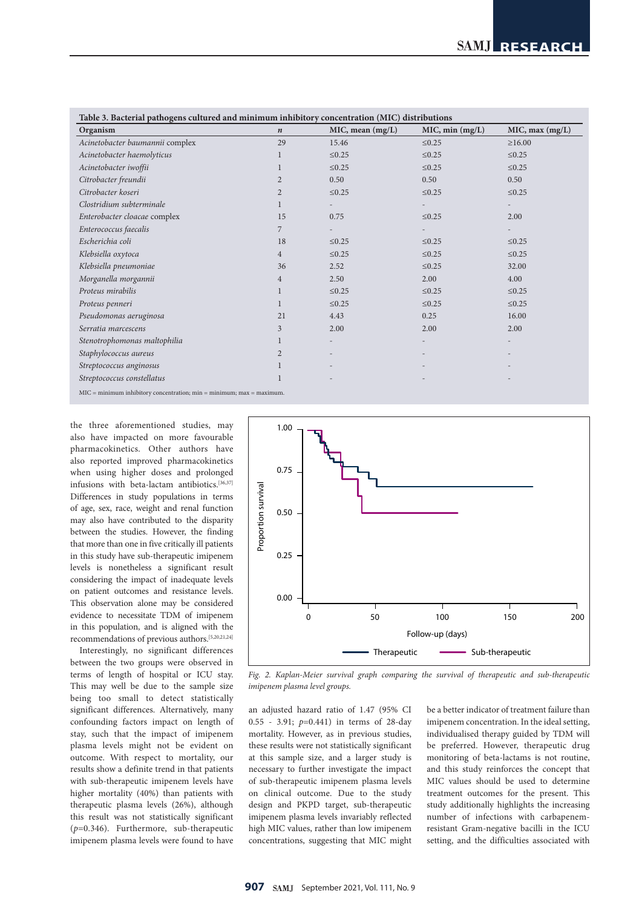**Table 3. Bacterial pathogens cultured and minimum inhibitory concentration (MIC) distributions**

| Organism | *n* | MIC, mean (mg/L) | MIC, min (mg/L) | MIC, max (mg/L) |
|---|---|---|---|---|
| *Acinetobacter baumannii* complex | 29 | 15.46 | ≤0.25 | ≥16.00 |
| *Acinetobacter haemolyticus* | 1 | ≤0.25 | ≤0.25 | ≤0.25 |
| *Acinetobacter iwoffii* | 1 | ≤0.25 | ≤0.25 | ≤0.25 |
| *Citrobacter freundii* | 2 | 0.50 | 0.50 | 0.50 |
| *Citrobacter koseri* | 2 | ≤0.25 | ≤0.25 | ≤0.25 |
| *Clostridium subterminale* | 1 | - | - | - |
| *Enterobacter cloacae* complex | 15 | 0.75 | ≤0.25 | 2.00 |
| *Enterococcus faecalis* | 7 | - | - | - |
| *Escherichia coli* | 18 | ≤0.25 | ≤0.25 | ≤0.25 |
| *Klebsiella oxytoca* | 4 | ≤0.25 | ≤0.25 | ≤0.25 |
| *Klebsiella pneumoniae* | 36 | 2.52 | ≤0.25 | 32.00 |
| *Morganella morgannii* | 4 | 2.50 | 2.00 | 4.00 |
| *Proteus mirabilis* | 1 | ≤0.25 | ≤0.25 | ≤0.25 |
| *Proteus penneri* | 1 | ≤0.25 | ≤0.25 | ≤0.25 |
| *Pseudomonas aeruginosa* | 21 | 4.43 | 0.25 | 16.00 |
| *Serratia marcescens* | 3 | 2.00 | 2.00 | 2.00 |
| *Stenotrophomonas maltophilia* | 1 | - | - | - |
| *Staphylococcus aureus* | 2 | - | - | - |
| *Streptococcus anginosus* | 1 | - | - | - |
| *Streptococcus constellatus* | 1 | - | - | - |

MIC = minimum inhibitory concentration; min = minimum; max = maximum.

the three aforementioned studies, may also have impacted on more favourable pharmacokinetics. Other authors have also reported improved pharmacokinetics when using higher doses and prolonged infusions with beta-lactam antibiotics.[36,37] Differences in study populations in terms of age, sex, race, weight and renal function may also have contributed to the disparity between the studies. However, the finding that more than one in five critically ill patients in this study have sub-therapeutic imipenem levels is nonetheless a significant result considering the impact of inadequate levels on patient outcomes and resistance levels. This observation alone may be considered evidence to necessitate TDM of imipenem in this population, and is aligned with the recommendations of previous authors.[5,20,21,24]

Interestingly, no significant differences between the two groups were observed in terms of length of hospital or ICU stay. This may well be due to the sample size being too small to detect statistically significant differences. Alternatively, many confounding factors impact on length of stay, such that the impact of imipenem plasma levels might not be evident on outcome. With respect to mortality, our results show a definite trend in that patients with sub-therapeutic imipenem levels have higher mortality (40%) than patients with therapeutic plasma levels (26%), although this result was not statistically significant ($p$=0.346). Furthermore, sub-therapeutic imipenem plasma levels were found to have an adjusted hazard ratio of 1.47 (95% CI 0.55 - 3.91; $p$=0.441) in terms of 28-day mortality. However, as in previous studies, these results were not statistically significant at this sample size, and a larger study is necessary to further investigate the impact of sub-therapeutic imipenem plasma levels on clinical outcome. Due to the study design and PKPD target, sub-therapeutic imipenem plasma levels invariably reflected high MIC values, rather than low imipenem concentrations, suggesting that MIC might be a better indicator of treatment failure than imipenem concentration. In the ideal setting, individualised therapy guided by TDM will be preferred. However, therapeutic drug monitoring of beta-lactams is not routine, and this study reinforces the concept that MIC values should be used to determine treatment outcomes for the present. This study additionally highlights the increasing number of infections with carbapenem-resistant Gram-negative bacilli in the ICU setting, and the difficulties associated with

*Fig. 2. Kaplan-Meier survival graph comparing the survival of therapeutic and sub-therapeutic imipenem plasma level groups.*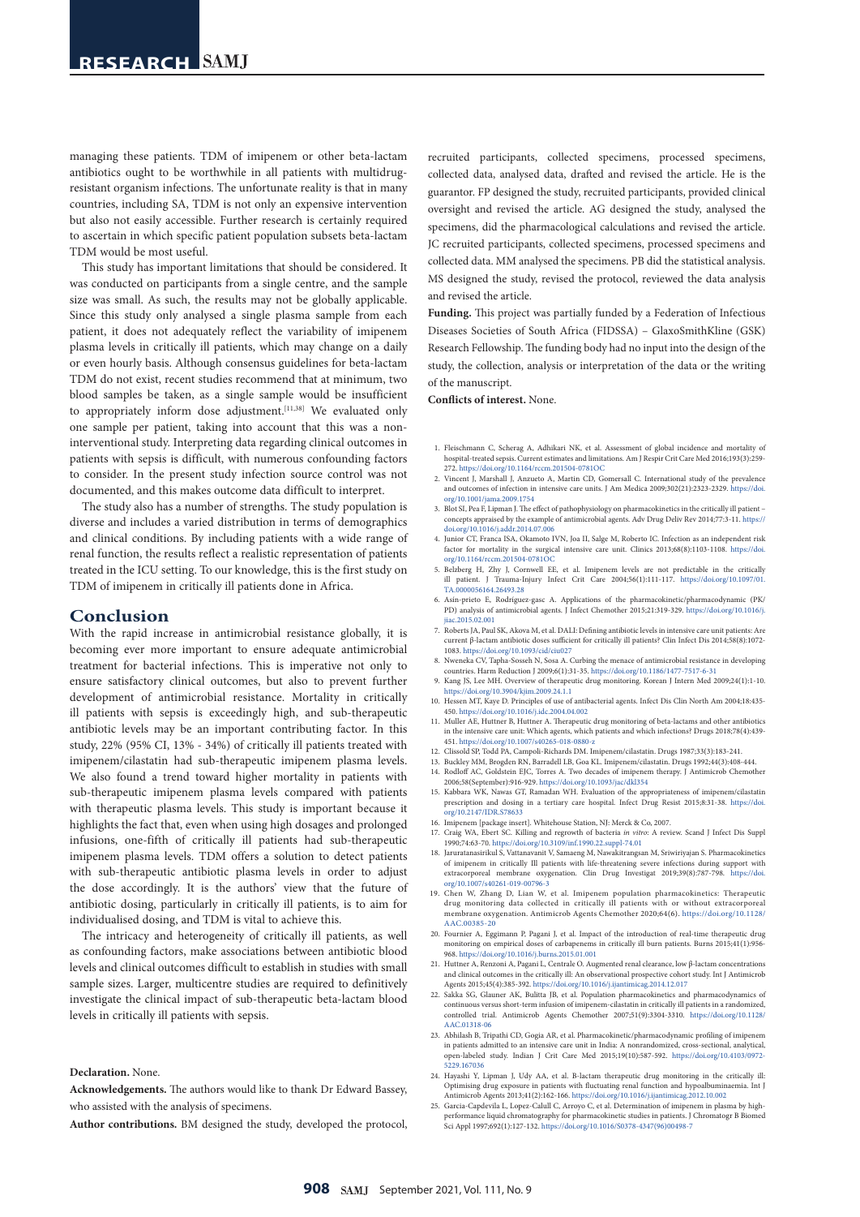managing these patients. TDM of imipenem or other beta-lactam antibiotics ought to be worthwhile in all patients with multidrug-resistant organism infections. The unfortunate reality is that in many countries, including SA, TDM is not only an expensive intervention but also not easily accessible. Further research is certainly required to ascertain in which specific patient population subsets beta-lactam TDM would be most useful.

This study has important limitations that should be considered. It was conducted on participants from a single centre, and the sample size was small. As such, the results may not be globally applicable. Since this study only analysed a single plasma sample from each patient, it does not adequately reflect the variability of imipenem plasma levels in critically ill patients, which may change on a daily or even hourly basis. Although consensus guidelines for beta-lactam TDM do not exist, recent studies recommend that at minimum, two blood samples be taken, as a single sample would be insufficient to appropriately inform dose adjustment.[11,38] We evaluated only one sample per patient, taking into account that this was a non-interventional study. Interpreting data regarding clinical outcomes in patients with sepsis is difficult, with numerous confounding factors to consider. In the present study infection source control was not documented, and this makes outcome data difficult to interpret.

The study also has a number of strengths. The study population is diverse and includes a varied distribution in terms of demographics and clinical conditions. By including patients with a wide range of renal function, the results reflect a realistic representation of patients treated in the ICU setting. To our knowledge, this is the first study on TDM of imipenem in critically ill patients done in Africa.

## Conclusion

With the rapid increase in antimicrobial resistance globally, it is becoming ever more important to ensure adequate antimicrobial treatment for bacterial infections. This is imperative not only to ensure satisfactory clinical outcomes, but also to prevent further development of antimicrobial resistance. Mortality in critically ill patients with sepsis is exceedingly high, and sub-therapeutic antibiotic levels may be an important contributing factor. In this study, 22% (95% CI, 13% - 34%) of critically ill patients treated with imipenem/cilastatin had sub-therapeutic imipenem plasma levels. We also found a trend toward higher mortality in patients with sub-therapeutic imipenem plasma levels compared with patients with therapeutic plasma levels. This study is important because it highlights the fact that, even when using high dosages and prolonged infusions, one-fifth of critically ill patients had sub-therapeutic imipenem plasma levels. TDM offers a solution to detect patients with sub-therapeutic antibiotic plasma levels in order to adjust the dose accordingly. It is the authors' view that the future of antibiotic dosing, particularly in critically ill patients, is to aim for individualised dosing, and TDM is vital to achieve this.

The intricacy and heterogeneity of critically ill patients, as well as confounding factors, make associations between antibiotic blood levels and clinical outcomes difficult to establish in studies with small sample sizes. Larger, multicentre studies are required to definitively investigate the clinical impact of sub-therapeutic beta-lactam blood levels in critically ill patients with sepsis.

**Declaration.** None.

**Acknowledgements.** The authors would like to thank Dr Edward Bassey, who assisted with the analysis of specimens.

**Author contributions.** BM designed the study, developed the protocol, recruited participants, collected specimens, processed specimens, collected data, analysed data, drafted and revised the article. He is the guarantor. FP designed the study, recruited participants, provided clinical oversight and revised the article. AG designed the study, analysed the specimens, did the pharmacological calculations and revised the article. JC recruited participants, collected specimens, processed specimens and collected data. MM analysed the specimens. PB did the statistical analysis. MS designed the study, revised the protocol, reviewed the data analysis and revised the article.

**Funding.** This project was partially funded by a Federation of Infectious Diseases Societies of South Africa (FIDSSA) – GlaxoSmithKline (GSK) Research Fellowship. The funding body had no input into the design of the study, the collection, analysis or interpretation of the data or the writing of the manuscript.

**Conflicts of interest.** None.

1. Fleischmann C, Scherag A, Adhikari NK, et al. Assessment of global incidence and mortality of hospital-treated sepsis. Current estimates and limitations. Am J Respir Crit Care Med 2016;193(3):259-272. https://doi.org/10.1164/rccm.201504-0781OC
2. Vincent J, Marshall J, Anzueto A, Martin CD, Gomersall C. International study of the prevalence and outcomes of infection in intensive care units. J Am Medica 2009;302(21):2323-2329. https://doi.org/10.1001/jama.2009.1754
3. Blot SI, Pea F, Lipman J. The effect of pathophysiology on pharmacokinetics in the critically ill patient – concepts appraised by the example of antimicrobial agents. Adv Drug Deliv Rev 2014;77:3-11. https://doi.org/10.1016/j.addr.2014.07.006
4. Junior CT, Franca ISA, Okamoto IVN, Joa II, Salge M, Roberto IC. Infection as an independent risk factor for mortality in the surgical intensive care unit. Clinics 2013;68(8):1103-1108. https://doi.org/10.1164/rccm.201504-0781OC
5. Belzberg H, Zhy J, Cornwell EE, et al. Imipenem levels are not predictable in the critically ill patient. J Trauma-Injury Infect Crit Care 2004;56(1):111-117. https://doi.org/10.1097/01.TA.0000056164.26493.28
6. Asín-prieto E, Rodríguez-gasc A. Applications of the pharmacokinetic/pharmacodynamic (PK/PD) analysis of antimicrobial agents. J Infect Chemother 2015;21:319-329. https://doi.org/10.1016/j.jiac.2015.02.001
7. Roberts JA, Paul SK, Akova M, et al. DALI: Defining antibiotic levels in intensive care unit patients: Are current β-lactam antibiotic doses sufficient for critically ill patients? Clin Infect Dis 2014;58(8):1072-1083. https://doi.org/10.1093/cid/ciu027
8. Nweneka CV, Tapha-Sosseh N, Sosa A. Curbing the menace of antimicrobial resistance in developing countries. Harm Reduction J 2009;6(1):31-35. https://doi.org/10.1186/1477-7517-6-31
9. Kang JS, Lee MH. Overview of therapeutic drug monitoring. Korean J Intern Med 2009;24(1):1-10. https://doi.org/10.3904/kjim.2009.24.1.1
10. Hessen MT, Kaye D. Principles of use of antibacterial agents. Infect Dis Clin North Am 2004;18:435-450. https://doi.org/10.1016/j.idc.2004.04.002
11. Muller AE, Huttner B, Huttner A. Therapeutic drug monitoring of beta-lactams and other antibiotics in the intensive care unit: Which agents, which patients and which infections? Drugs 2018;78(4):439-451. https://doi.org/10.1007/s40265-018-0880-z
12. Clissold SP, Todd PA, Campoli-Richards DM. Imipenem/cilastatin. Drugs 1987;33(3):183-241.
13. Buckley MM, Brogden RN, Barradell LB, Goa KL. Imipenem/cilastatin. Drugs 1992;44(3):408-444.
14. Rodloff AC, Goldstein EJC, Torres A. Two decades of imipenem therapy. J Antimicrob Chemother 2006;58(September):916-929. https://doi.org/10.1093/jac/dkl354
15. Kabbara WK, Nawas GT, Ramadan WH. Evaluation of the appropriateness of imipenem/cilastatin prescription and dosing in a tertiary care hospital. Infect Drug Resist 2015;8:31-38. https://doi.org/10.2147/IDR.S78633
16. Imipenem [package insert]. Whitehouse Station, NJ: Merck & Co, 2007.
17. Craig WA, Ebert SC. Killing and regrowth of bacteria *in vitro*: A review. Scand J Infect Dis Suppl 1990;74:63-70. https://doi.org/10.3109/inf.1990.22.suppl-74.01
18. Jaruratanasirikul S, Vattanavanit V, Samaeng M, Nawakitrangsan M, Sriwiriyajan S. Pharmacokinetics of imipenem in critically Ill patients with life-threatening severe infections during support with extracorporeal membrane oxygenation. Clin Drug Investigat 2019;39(8):787-798. https://doi.org/10.1007/s40261-019-00796-3
19. Chen W, Zhang D, Lian W, et al. Imipenem population pharmacokinetics: Therapeutic drug monitoring data collected in critically ill patients with or without extracorporeal membrane oxygenation. Antimicrob Agents Chemother 2020;64(6). https://doi.org/10.1128/AAC.00385-20
20. Fournier A, Eggimann P, Pagani J, et al. Impact of the introduction of real-time therapeutic drug monitoring on empirical doses of carbapenems in critically ill burn patients. Burns 2015;41(1):956-968. https://doi.org/10.1016/j.burns.2015.01.001
21. Huttner A, Renzoni A, Pagani L, Centrale O. Augmented renal clearance, low β-lactam concentrations and clinical outcomes in the critically ill: An observational prospective cohort study. Int J Antimicrob Agents 2015;45(4):385-392. https://doi.org/10.1016/j.ijantimicag.2014.12.017
22. Sakka SG, Glauner AK, Bulitta JB, et al. Population pharmacokinetics and pharmacodynamics of continuous versus short-term infusion of imipenem-cilastatin in critically ill patients in a randomized, controlled trial. Antimicrob Agents Chemother 2007;51(9):3304-3310. https://doi.org/10.1128/AAC.01318-06
23. Abhilash B, Tripathi CD, Gogia AR, et al. Pharmacokinetic/pharmacodynamic profiling of imipenem in patients admitted to an intensive care unit in India: A nonrandomized, cross-sectional, analytical, open-labeled study. Indian J Crit Care Med 2015;19(10):587-592. https://doi.org/10.4103/0972-5229.167036
24. Hayashi Y, Lipman J, Udy AA, et al. B-lactam therapeutic drug monitoring in the critically ill: Optimising drug exposure in patients with fluctuating renal function and hypoalbuminaemia. Int J Antimicrob Agents 2013;41(2):162-166. https://doi.org/10.1016/j.ijantimicag.2012.10.002
25. Garcia-Capdevila L, Lopez-Calull C, Arroyo C, et al. Determination of imipenem in plasma by high-performance liquid chromatography for pharmacokinetic studies in patients. J Chromatogr B Biomed Sci Appl 1997;692(1):127-132. https://doi.org/10.1016/S0378-4347(96)00498-7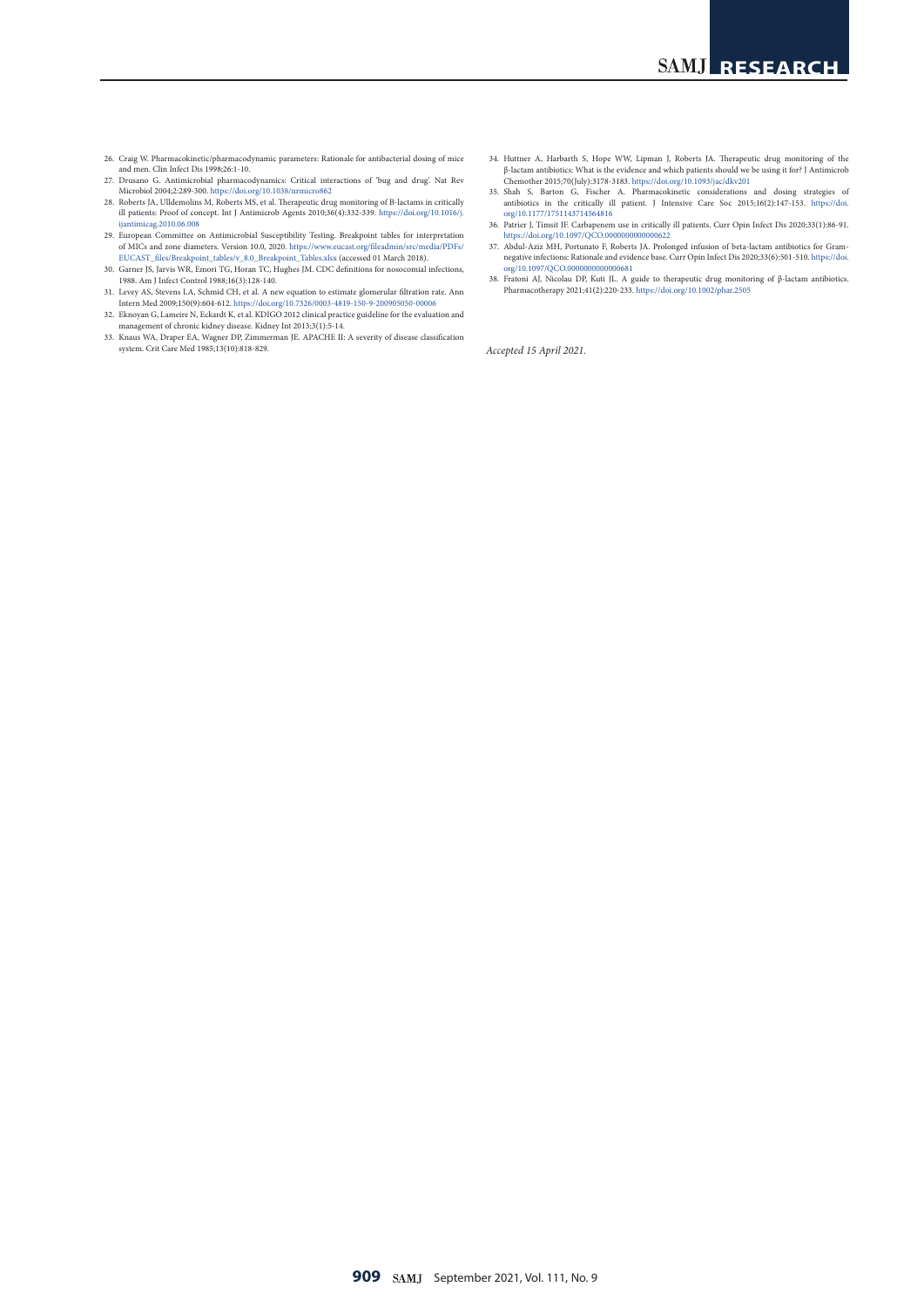26. Craig W. Pharmacokinetic/pharmacodynamic parameters: Rationale for antibacterial dosing of mice and men. Clin Infect Dis 1998;26:1-10.
27. Drusano G. Antimicrobial pharmacodynamics: Critical interactions of 'bug and drug'. Nat Rev Microbiol 2004;2:289-300. https://doi.org/10.1038/nrmicro862
28. Roberts JA, Ulldemolins M, Roberts MS, et al. Therapeutic drug monitoring of Β-lactams in critically ill patients: Proof of concept. Int J Antimicrob Agents 2010;36(4):332-339. https://doi.org/10.1016/j.ijantimicag.2010.06.008
29. European Committee on Antimicrobial Susceptibility Testing. Breakpoint tables for interpretation of MICs and zone diameters. Version 10.0, 2020. https://www.eucast.org/fileadmin/src/media/PDFs/EUCAST_files/Breakpoint_tables/v_8.0_Breakpoint_Tables.xlsx (accessed 01 March 2018).
30. Garner JS, Jarvis WR, Emori TG, Horan TC, Hughes JM. CDC definitions for nosocomial infections, 1988. Am J Infect Control 1988;16(3):128-140.
31. Levey AS, Stevens LA, Schmid CH, et al. A new equation to estimate glomerular filtration rate. Ann Intern Med 2009;150(9):604-612. https://doi.org/10.7326/0003-4819-150-9-200905050-00006
32. Eknoyan G, Lameire N, Eckardt K, et al. KDIGO 2012 clinical practice guideline for the evaluation and management of chronic kidney disease. Kidney Int 2013;3(1):5-14.
33. Knaus WA, Draper EA, Wagner DP, Zimmerman JE. APACHE II: A severity of disease classification system. Crit Care Med 1985;13(10):818-829.
34. Huttner A, Harbarth S, Hope WW, Lipman J, Roberts JA. Therapeutic drug monitoring of the β-lactam antibiotics: What is the evidence and which patients should we be using it for? J Antimicrob Chemother 2015;70(July):3178-3183. https://doi.org/10.1093/jac/dkv201
35. Shah S, Barton G, Fischer A. Pharmacokinetic considerations and dosing strategies of antibiotics in the critically ill patient. J Intensive Care Soc 2015;16(2):147-153. https://doi.org/10.1177/1751143714564816
36. Patrier J, Timsit JF. Carbapenem use in critically ill patients. Curr Opin Infect Dis 2020;33(1):86-91. https://doi.org/10.1097/QCO.0000000000000622
37. Abdul-Aziz MH, Portunato F, Roberts JA. Prolonged infusion of beta-lactam antibiotics for Gram-negative infections: Rationale and evidence base. Curr Opin Infect Dis 2020;33(6):501-510. https://doi.org/10.1097/QCO.0000000000000681
38. Fratoni AJ, Nicolau DP, Kuti JL. A guide to therapeutic drug monitoring of β-lactam antibiotics. Pharmacotherapy 2021;41(2):220-233. https://doi.org/10.1002/phar.2505

*Accepted 15 April 2021.*